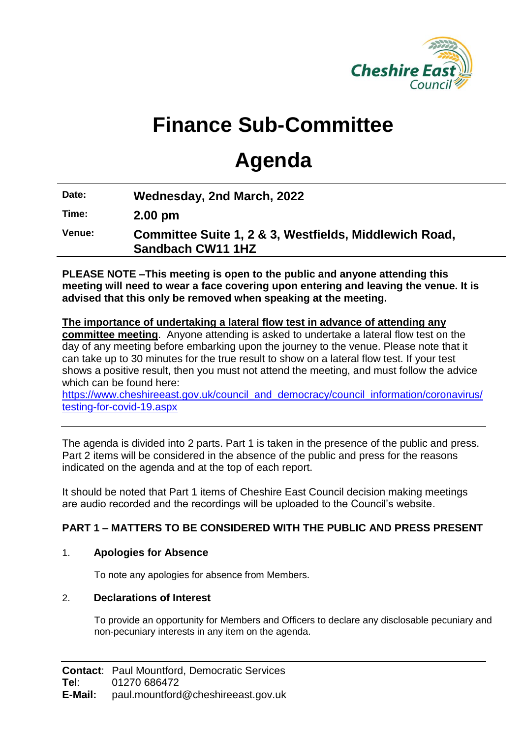# Finance Sub-Committee

# Agenda

| | |
|---|---|
| **Date:** | **Wednesday, 2nd March, 2022** |
| **Time:** | **2.00 pm** |
| **Venue:** | **Committee Suite 1, 2 & 3, Westfields, Middlewich Road, Sandbach CW11 1HZ** |

**PLEASE NOTE –This meeting is open to the public and anyone attending this meeting will need to wear a face covering upon entering and leaving the venue. It is advised that this only be removed when speaking at the meeting.**

**The importance of undertaking a lateral flow test in advance of attending any committee meeting**. Anyone attending is asked to undertake a lateral flow test on the day of any meeting before embarking upon the journey to the venue. Please note that it can take up to 30 minutes for the true result to show on a lateral flow test. If your test shows a positive result, then you must not attend the meeting, and must follow the advice which can be found here: https://www.cheshireeast.gov.uk/council_and_democracy/council_information/coronavirus/testing-for-covid-19.aspx

The agenda is divided into 2 parts. Part 1 is taken in the presence of the public and press. Part 2 items will be considered in the absence of the public and press for the reasons indicated on the agenda and at the top of each report.

It should be noted that Part 1 items of Cheshire East Council decision making meetings are audio recorded and the recordings will be uploaded to the Council's website.

**PART 1 – MATTERS TO BE CONSIDERED WITH THE PUBLIC AND PRESS PRESENT**

1. **Apologies for Absence**

   To note any apologies for absence from Members.

2. **Declarations of Interest**

   To provide an opportunity for Members and Officers to declare any disclosable pecuniary and non-pecuniary interests in any item on the agenda.

**Contact**: Paul Mountford, Democratic Services
**Tel**: 01270 686472
**E-Mail:** paul.mountford@cheshireeast.gov.uk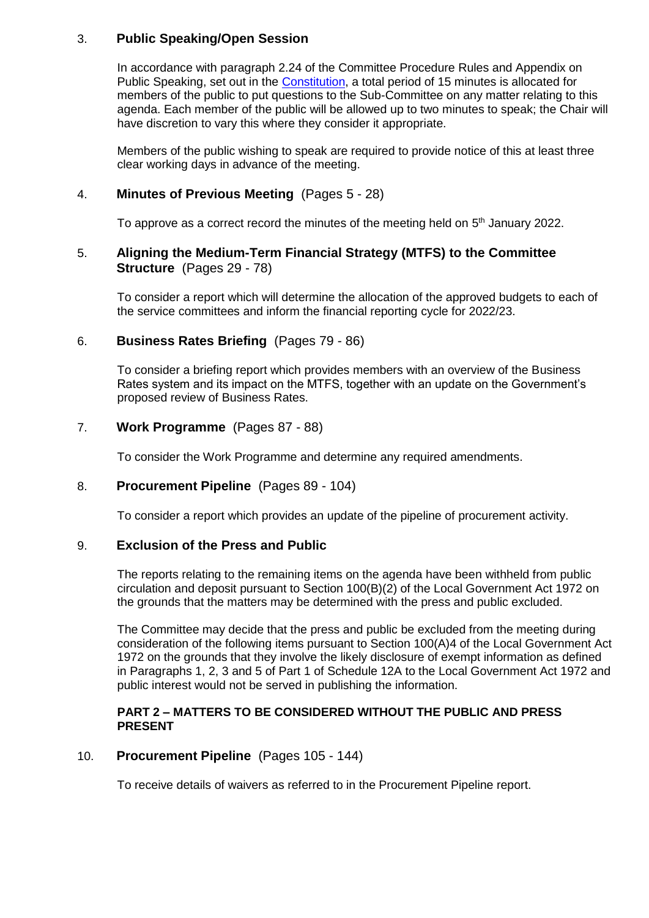3. **Public Speaking/Open Session**

In accordance with paragraph 2.24 of the Committee Procedure Rules and Appendix on Public Speaking, set out in the Constitution, a total period of 15 minutes is allocated for members of the public to put questions to the Sub-Committee on any matter relating to this agenda. Each member of the public will be allowed up to two minutes to speak; the Chair will have discretion to vary this where they consider it appropriate.

Members of the public wishing to speak are required to provide notice of this at least three clear working days in advance of the meeting.

4. **Minutes of Previous Meeting** (Pages 5 - 28)

To approve as a correct record the minutes of the meeting held on 5th January 2022.

5. **Aligning the Medium-Term Financial Strategy (MTFS) to the Committee Structure** (Pages 29 - 78)

To consider a report which will determine the allocation of the approved budgets to each of the service committees and inform the financial reporting cycle for 2022/23.

6. **Business Rates Briefing** (Pages 79 - 86)

To consider a briefing report which provides members with an overview of the Business Rates system and its impact on the MTFS, together with an update on the Government's proposed review of Business Rates.

7. **Work Programme** (Pages 87 - 88)

To consider the Work Programme and determine any required amendments.

8. **Procurement Pipeline** (Pages 89 - 104)

To consider a report which provides an update of the pipeline of procurement activity.

9. **Exclusion of the Press and Public**

The reports relating to the remaining items on the agenda have been withheld from public circulation and deposit pursuant to Section 100(B)(2) of the Local Government Act 1972 on the grounds that the matters may be determined with the press and public excluded.

The Committee may decide that the press and public be excluded from the meeting during consideration of the following items pursuant to Section 100(A)4 of the Local Government Act 1972 on the grounds that they involve the likely disclosure of exempt information as defined in Paragraphs 1, 2, 3 and 5 of Part 1 of Schedule 12A to the Local Government Act 1972 and public interest would not be served in publishing the information.

**PART 2 – MATTERS TO BE CONSIDERED WITHOUT THE PUBLIC AND PRESS PRESENT**

10. **Procurement Pipeline** (Pages 105 - 144)

To receive details of waivers as referred to in the Procurement Pipeline report.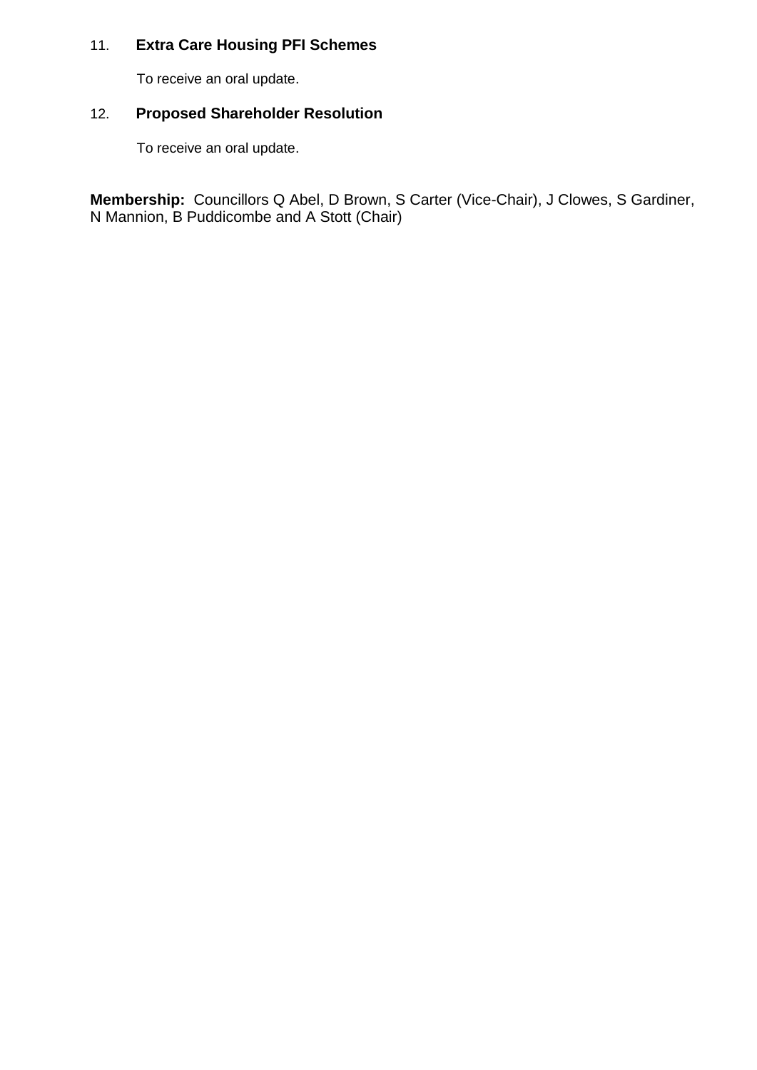11. **Extra Care Housing PFI Schemes**

To receive an oral update.

12. **Proposed Shareholder Resolution**

To receive an oral update.

**Membership:** Councillors Q Abel, D Brown, S Carter (Vice-Chair), J Clowes, S Gardiner, N Mannion, B Puddicombe and A Stott (Chair)